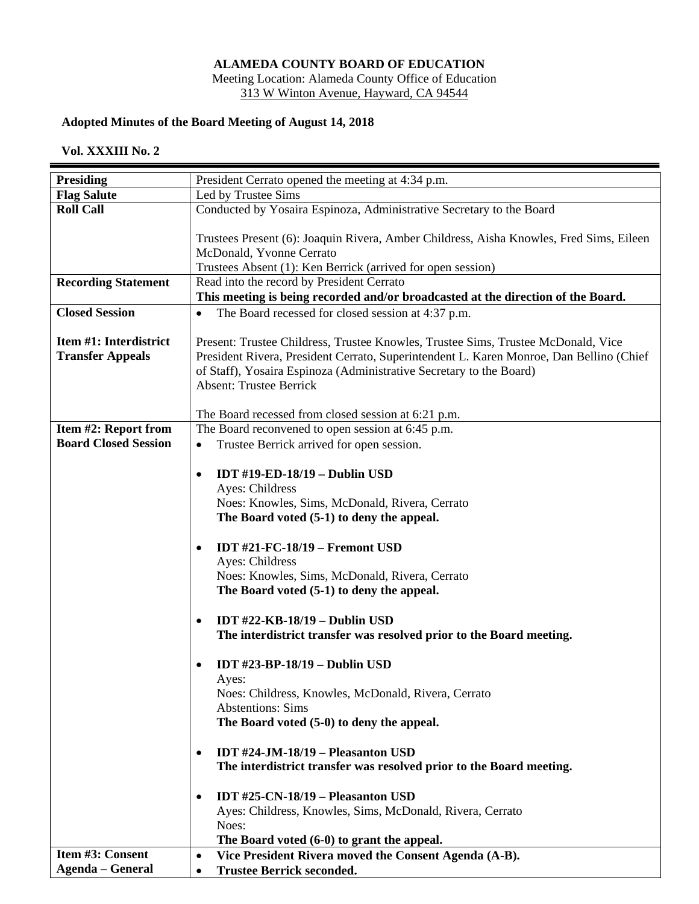**ALAMEDA COUNTY BOARD OF EDUCATION**
Meeting Location: Alameda County Office of Education
313 W Winton Avenue, Hayward, CA 94544

**Adopted Minutes of the Board Meeting of August 14, 2018**

**Vol. XXXIII No. 2**

| | |
|---|---|
| **Presiding** | President Cerrato opened the meeting at 4:34 p.m. |
| **Flag Salute** | Led by Trustee Sims |
| **Roll Call** | Conducted by Yosaira Espinoza, Administrative Secretary to the Board<br><br>Trustees Present (6): Joaquin Rivera, Amber Childress, Aisha Knowles, Fred Sims, Eileen McDonald, Yvonne Cerrato<br>Trustees Absent (1): Ken Berrick (arrived for open session) |
| **Recording Statement** | Read into the record by President Cerrato<br>**This meeting is being recorded and/or broadcasted at the direction of the Board.** |
| **Closed Session**<br><br>**Item #1: Interdistrict Transfer Appeals** | • The Board recessed for closed session at 4:37 p.m.<br><br>Present: Trustee Childress, Trustee Knowles, Trustee Sims, Trustee McDonald, Vice President Rivera, President Cerrato, Superintendent L. Karen Monroe, Dan Bellino (Chief of Staff), Yosaira Espinoza (Administrative Secretary to the Board)<br>Absent: Trustee Berrick<br><br>The Board recessed from closed session at 6:21 p.m. |
| **Item #2: Report from Board Closed Session** | The Board reconvened to open session at 6:45 p.m.<br>• Trustee Berrick arrived for open session.<br><br>• **IDT #19-ED-18/19 – Dublin USD**<br>Ayes: Childress<br>Noes: Knowles, Sims, McDonald, Rivera, Cerrato<br>**The Board voted (5-1) to deny the appeal.**<br><br>• **IDT #21-FC-18/19 – Fremont USD**<br>Ayes: Childress<br>Noes: Knowles, Sims, McDonald, Rivera, Cerrato<br>**The Board voted (5-1) to deny the appeal.**<br><br>• **IDT #22-KB-18/19 – Dublin USD**<br>**The interdistrict transfer was resolved prior to the Board meeting.**<br><br>• **IDT #23-BP-18/19 – Dublin USD**<br>Ayes:<br>Noes: Childress, Knowles, McDonald, Rivera, Cerrato<br>Abstentions: Sims<br>**The Board voted (5-0) to deny the appeal.**<br><br>• **IDT #24-JM-18/19 – Pleasanton USD**<br>**The interdistrict transfer was resolved prior to the Board meeting.**<br><br>• **IDT #25-CN-18/19 – Pleasanton USD**<br>Ayes: Childress, Knowles, Sims, McDonald, Rivera, Cerrato<br>Noes:<br>**The Board voted (6-0) to grant the appeal.** |
| **Item #3: Consent Agenda – General** | • **Vice President Rivera moved the Consent Agenda (A-B).**<br>• **Trustee Berrick seconded.** |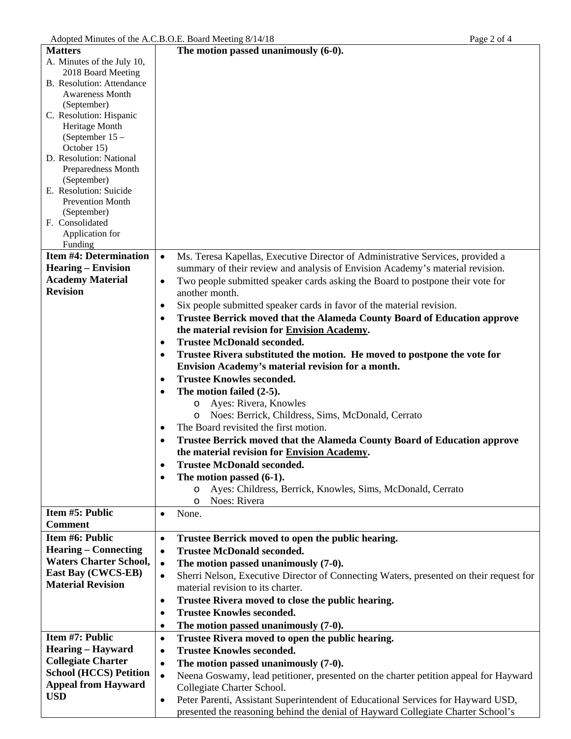| | |
|---|---|
| **Matters**<br>A. Minutes of the July 10, 2018 Board Meeting<br>B. Resolution: Attendance Awareness Month (September)<br>C. Resolution: Hispanic Heritage Month (September 15 – October 15)<br>D. Resolution: National Preparedness Month (September)<br>E. Resolution: Suicide Prevention Month (September)<br>F. Consolidated Application for Funding | **The motion passed unanimously (6-0).** |
| **Item #4: Determination Hearing – Envision Academy Material Revision** | • Ms. Teresa Kapellas, Executive Director of Administrative Services, provided a summary of their review and analysis of Envision Academy's material revision.<br>• Two people submitted speaker cards asking the Board to postpone their vote for another month.<br>• Six people submitted speaker cards in favor of the material revision.<br>• **Trustee Berrick moved that the Alameda County Board of Education approve the material revision for Envision Academy.**<br>• **Trustee McDonald seconded.**<br>• **Trustee Rivera substituted the motion. He moved to postpone the vote for Envision Academy's material revision for a month.**<br>• **Trustee Knowles seconded.**<br>• **The motion failed (2-5).**<br>  o Ayes: Rivera, Knowles<br>  o Noes: Berrick, Childress, Sims, McDonald, Cerrato<br>• The Board revisited the first motion.<br>• **Trustee Berrick moved that the Alameda County Board of Education approve the material revision for Envision Academy.**<br>• **Trustee McDonald seconded.**<br>• **The motion passed (6-1).**<br>  o Ayes: Childress, Berrick, Knowles, Sims, McDonald, Cerrato<br>  o Noes: Rivera |
| **Item #5: Public Comment** | • None. |
| **Item #6: Public Hearing – Connecting Waters Charter School, East Bay (CWCS-EB) Material Revision** | • **Trustee Berrick moved to open the public hearing.**<br>• **Trustee McDonald seconded.**<br>• **The motion passed unanimously (7-0).**<br>• Sherri Nelson, Executive Director of Connecting Waters, presented on their request for material revision to its charter.<br>• **Trustee Rivera moved to close the public hearing.**<br>• **Trustee Knowles seconded.**<br>• **The motion passed unanimously (7-0).** |
| **Item #7: Public Hearing – Hayward Collegiate Charter School (HCCS) Petition Appeal from Hayward USD** | • **Trustee Rivera moved to open the public hearing.**<br>• **Trustee Knowles seconded.**<br>• **The motion passed unanimously (7-0).**<br>• Neena Goswamy, lead petitioner, presented on the charter petition appeal for Hayward Collegiate Charter School.<br>• Peter Parenti, Assistant Superintendent of Educational Services for Hayward USD, presented the reasoning behind the denial of Hayward Collegiate Charter School's |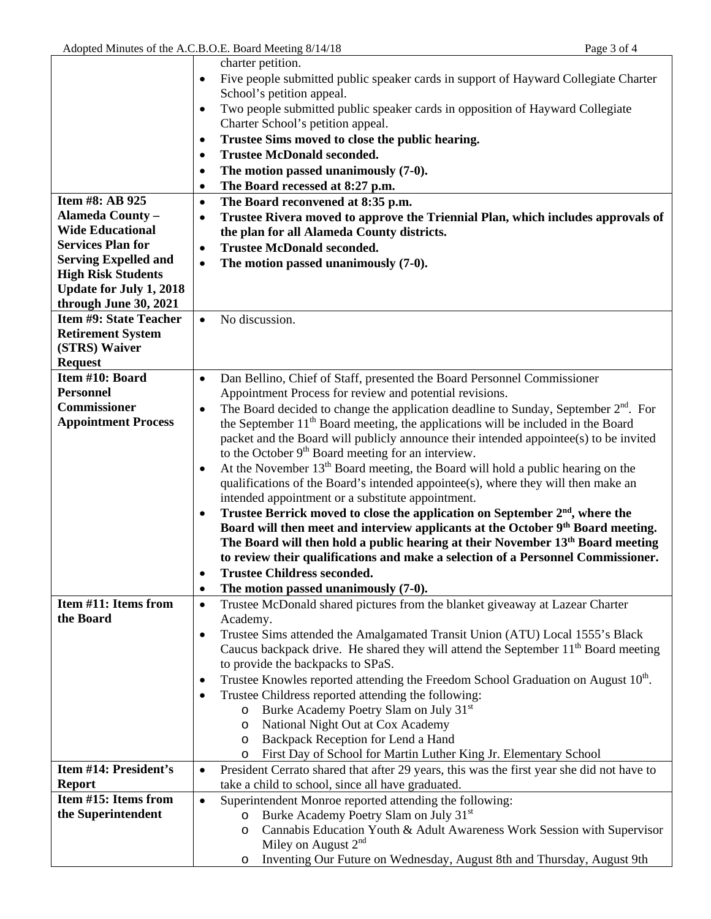| | |
|---|---|
| | charter petition.<br>• Five people submitted public speaker cards in support of Hayward Collegiate Charter School's petition appeal.<br>• Two people submitted public speaker cards in opposition of Hayward Collegiate Charter School's petition appeal.<br>• **Trustee Sims moved to close the public hearing.**<br>• **Trustee McDonald seconded.**<br>• **The motion passed unanimously (7-0).**<br>• **The Board recessed at 8:27 p.m.** |
| **Item #8: AB 925 Alameda County – Wide Educational Services Plan for Serving Expelled and High Risk Students Update for July 1, 2018 through June 30, 2021** | • **The Board reconvened at 8:35 p.m.**<br>• **Trustee Rivera moved to approve the Triennial Plan, which includes approvals of the plan for all Alameda County districts.**<br>• **Trustee McDonald seconded.**<br>• **The motion passed unanimously (7-0).** |
| **Item #9: State Teacher Retirement System (STRS) Waiver Request** | • No discussion. |
| **Item #10: Board Personnel Commissioner Appointment Process** | • Dan Bellino, Chief of Staff, presented the Board Personnel Commissioner Appointment Process for review and potential revisions.<br>• The Board decided to change the application deadline to Sunday, September 2nd. For the September 11th Board meeting, the applications will be included in the Board packet and the Board will publicly announce their intended appointee(s) to be invited to the October 9th Board meeting for an interview.<br>• At the November 13th Board meeting, the Board will hold a public hearing on the qualifications of the Board's intended appointee(s), where they will then make an intended appointment or a substitute appointment.<br>• **Trustee Berrick moved to close the application on September 2nd, where the Board will then meet and interview applicants at the October 9th Board meeting. The Board will then hold a public hearing at their November 13th Board meeting to review their qualifications and make a selection of a Personnel Commissioner.**<br>• **Trustee Childress seconded.**<br>• **The motion passed unanimously (7-0).** |
| **Item #11: Items from the Board** | • Trustee McDonald shared pictures from the blanket giveaway at Lazear Charter Academy.<br>• Trustee Sims attended the Amalgamated Transit Union (ATU) Local 1555's Black Caucus backpack drive. He shared they will attend the September 11th Board meeting to provide the backpacks to SPaS.<br>• Trustee Knowles reported attending the Freedom School Graduation on August 10th.<br>• Trustee Childress reported attending the following:<br>  o Burke Academy Poetry Slam on July 31st<br>  o National Night Out at Cox Academy<br>  o Backpack Reception for Lend a Hand<br>  o First Day of School for Martin Luther King Jr. Elementary School |
| **Item #14: President's Report** | • President Cerrato shared that after 29 years, this was the first year she did not have to take a child to school, since all have graduated. |
| **Item #15: Items from the Superintendent** | • Superintendent Monroe reported attending the following:<br>  o Burke Academy Poetry Slam on July 31st<br>  o Cannabis Education Youth & Adult Awareness Work Session with Supervisor Miley on August 2nd<br>  o Inventing Our Future on Wednesday, August 8th and Thursday, August 9th |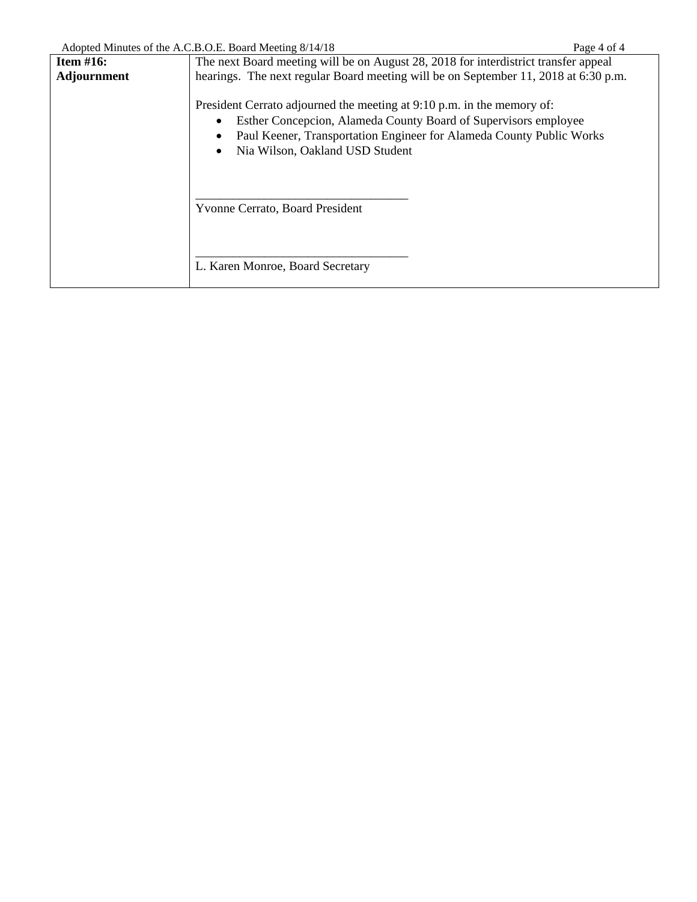| | |
|---|---|
| **Item #16: Adjournment** | The next Board meeting will be on August 28, 2018 for interdistrict transfer appeal hearings. The next regular Board meeting will be on September 11, 2018 at 6:30 p.m.<br><br>President Cerrato adjourned the meeting at 9:10 p.m. in the memory of:<br>• Esther Concepcion, Alameda County Board of Supervisors employee<br>• Paul Keener, Transportation Engineer for Alameda County Public Works<br>• Nia Wilson, Oakland USD Student<br><br>\_\_\_\_\_\_\_\_\_\_\_\_\_\_\_\_\_\_\_\_\_\_\_\_\_\_\_\_\_\_\_\_\_\_<br>Yvonne Cerrato, Board President<br><br>\_\_\_\_\_\_\_\_\_\_\_\_\_\_\_\_\_\_\_\_\_\_\_\_\_\_\_\_\_\_\_\_\_\_<br>L. Karen Monroe, Board Secretary |